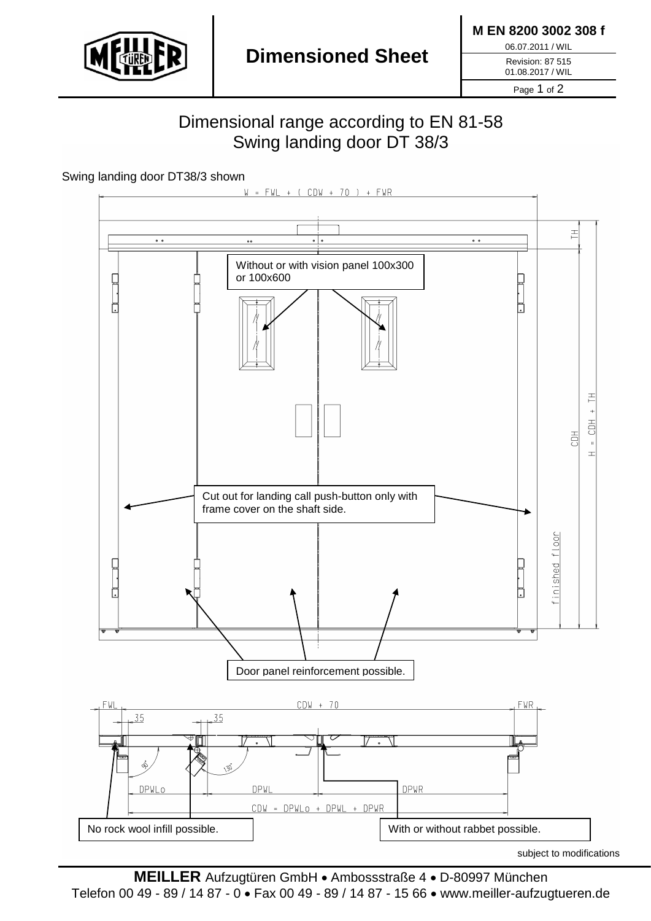**Dimensioned Sheet**

**M EN 8200 3002 308 f**

06.07.2011 / WIL

Revision: 87 515
01.08.2017 / WIL

# Dimensional range according to EN 81-58
# Swing landing door DT 38/3

Swing landing door DT38/3 shown

W = FWL + ( CDW + 70 ) + FWR

TH

Without or with vision panel 100x300 or 100x600

CDH

H = CDH + TH

Cut out for landing call push-button only with frame cover on the shaft side.

finished floor

Door panel reinforcement possible.

FWL

CDW + 70

FWR

35

35

90°

130°

DPWLo

DPWL

DPWR

CDW = DPWLo + DPWL + DPWR

No rock wool infill possible.

With or without rabbet possible.

subject to modifications

**MEILLER** Aufzugtüren GmbH • Ambossstraße 4 • D-80997 München
Telefon 00 49 - 89 / 14 87 - 0 • Fax 00 49 - 89 / 14 87 - 15 66 • www.meiller-aufzugtueren.de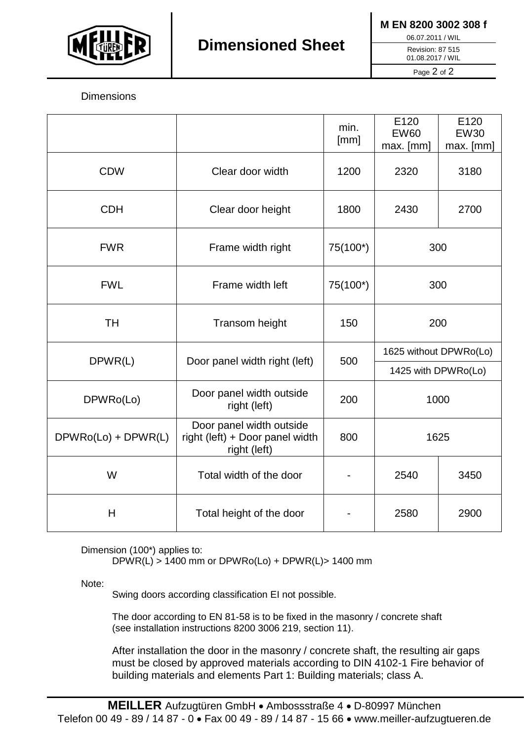Dimensions

| | | min. [mm] | E120 EW60 max. [mm] | E120 EW30 max. [mm] |
|---|---|---|---|---|
| CDW | Clear door width | 1200 | 2320 | 3180 |
| CDH | Clear door height | 1800 | 2430 | 2700 |
| FWR | Frame width right | 75(100*) | 300 | |
| FWL | Frame width left | 75(100*) | 300 | |
| TH | Transom height | 150 | 200 | |
| DPWR(L) | Door panel width right (left) | 500 | 1625 without DPWRo(Lo) | |
| | | | 1425 with DPWRo(Lo) | |
| DPWRo(Lo) | Door panel width outside right (left) | 200 | 1000 | |
| DPWRo(Lo) + DPWR(L) | Door panel width outside right (left) + Door panel width right (left) | 800 | 1625 | |
| W | Total width of the door | - | 2540 | 3450 |
| H | Total height of the door | - | 2580 | 2900 |

Dimension (100*) applies to:
DPWR(L) > 1400 mm or DPWRo(Lo) + DPWR(L)> 1400 mm

Note:

Swing doors according classification EI not possible.

The door according to EN 81-58 is to be fixed in the masonry / concrete shaft (see installation instructions 8200 3006 219, section 11).

After installation the door in the masonry / concrete shaft, the resulting air gaps must be closed by approved materials according to DIN 4102-1 Fire behavior of building materials and elements Part 1: Building materials; class A.

**MEILLER** Aufzugtüren GmbH • Ambossstraße 4 • D-80997 München
Telefon 00 49 - 89 / 14 87 - 0 • Fax 00 49 - 89 / 14 87 - 15 66 • www.meiller-aufzugtueren.de